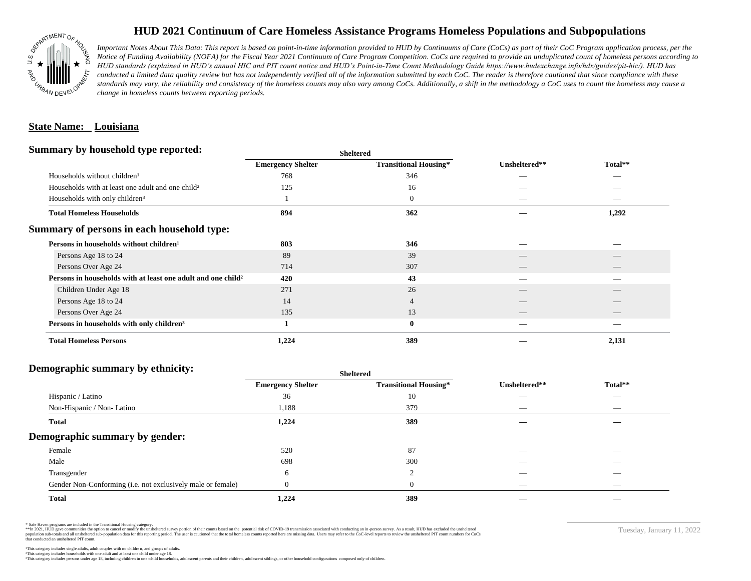# HUD 2021 Continuum of Care Homeless Assistance Programs Homeless Populations and Subpopulations

*Important Notes About This Data: This report is based on point-in-time information provided to HUD by Continuums of Care (CoCs) as part of their CoC Program application process, per the Notice of Funding Availability (NOFA) for the Fiscal Year 2021 Continuum of Care Program Competition. CoCs are required to provide an unduplicated count of homeless persons according to HUD standards (explained in HUD's annual HIC and PIT count notice and HUD's Point-in-Time Count Methodology Guide https://www.hudexchange.info/hdx/guides/pit-hic/). HUD has conducted a limited data quality review but has not independently verified all of the information submitted by each CoC. The reader is therefore cautioned that since compliance with these standards may vary, the reliability and consistency of the homeless counts may also vary among CoCs. Additionally, a shift in the methodology a CoC uses to count the homeless may cause a change in homeless counts between reporting periods.*

**State Name: Louisiana**

## Summary by household type reported:

| | Sheltered | | | |
|---|---|---|---|---|
| | Emergency Shelter | Transitional Housing* | Unsheltered** | Total** |
| Households without children¹ | 768 | 346 | — | — |
| Households with at least one adult and one child² | 125 | 16 | — | — |
| Households with only children³ | 1 | 0 | — | — |
| **Total Homeless Households** | **894** | **362** | **—** | **1,292** |

## Summary of persons in each household type:

| | Emergency Shelter | Transitional Housing* | Unsheltered** | Total** |
|---|---|---|---|---|
| **Persons in households without children¹** | **803** | **346** | **—** | **—** |
| Persons Age 18 to 24 | 89 | 39 | — | — |
| Persons Over Age 24 | 714 | 307 | — | — |
| **Persons in households with at least one adult and one child²** | **420** | **43** | **—** | **—** |
| Children Under Age 18 | 271 | 26 | — | — |
| Persons Age 18 to 24 | 14 | 4 | — | — |
| Persons Over Age 24 | 135 | 13 | — | — |
| **Persons in households with only children³** | **1** | **0** | **—** | **—** |
| **Total Homeless Persons** | **1,224** | **389** | **—** | **2,131** |

## Demographic summary by ethnicity:

| | Sheltered | | | |
|---|---|---|---|---|
| | Emergency Shelter | Transitional Housing* | Unsheltered** | Total** |
| Hispanic / Latino | 36 | 10 | — | — |
| Non-Hispanic / Non- Latino | 1,188 | 379 | — | — |
| **Total** | **1,224** | **389** | **—** | **—** |

## Demographic summary by gender:

| | Emergency Shelter | Transitional Housing* | Unsheltered** | Total** |
|---|---|---|---|---|
| Female | 520 | 87 | — | — |
| Male | 698 | 300 | — | — |
| Transgender | 6 | 2 | — | — |
| Gender Non-Conforming (i.e. not exclusively male or female) | 0 | 0 | — | — |
| **Total** | **1,224** | **389** | **—** | **—** |

\* Safe Haven programs are included in the Transitional Housing category.
\*\*In 2021, HUD gave communities the option to cancel or modify the unsheltered survey portion of their counts based on the potential risk of COVID-19 transmission associated with conducting an in-person survey. As a result, HUD has excluded the unsheltered population sub-totals and all unsheltered sub-population data for this reporting period. The user is cautioned that the total homeless counts reported here are missing data. Users may refer to the CoC-level reports to review the unsheltered PIT count numbers for CoCs that conducted an unsheltered PIT count.

¹This category includes single adults, adult couples with no children, and groups of adults.
²This category includes households with one adult and at least one child under age 18.
³This category includes persons under age 18, including children in one-child households, adolescent parents and their children, adolescent siblings, or other household configurations composed only of children.

Tuesday, January 11, 2022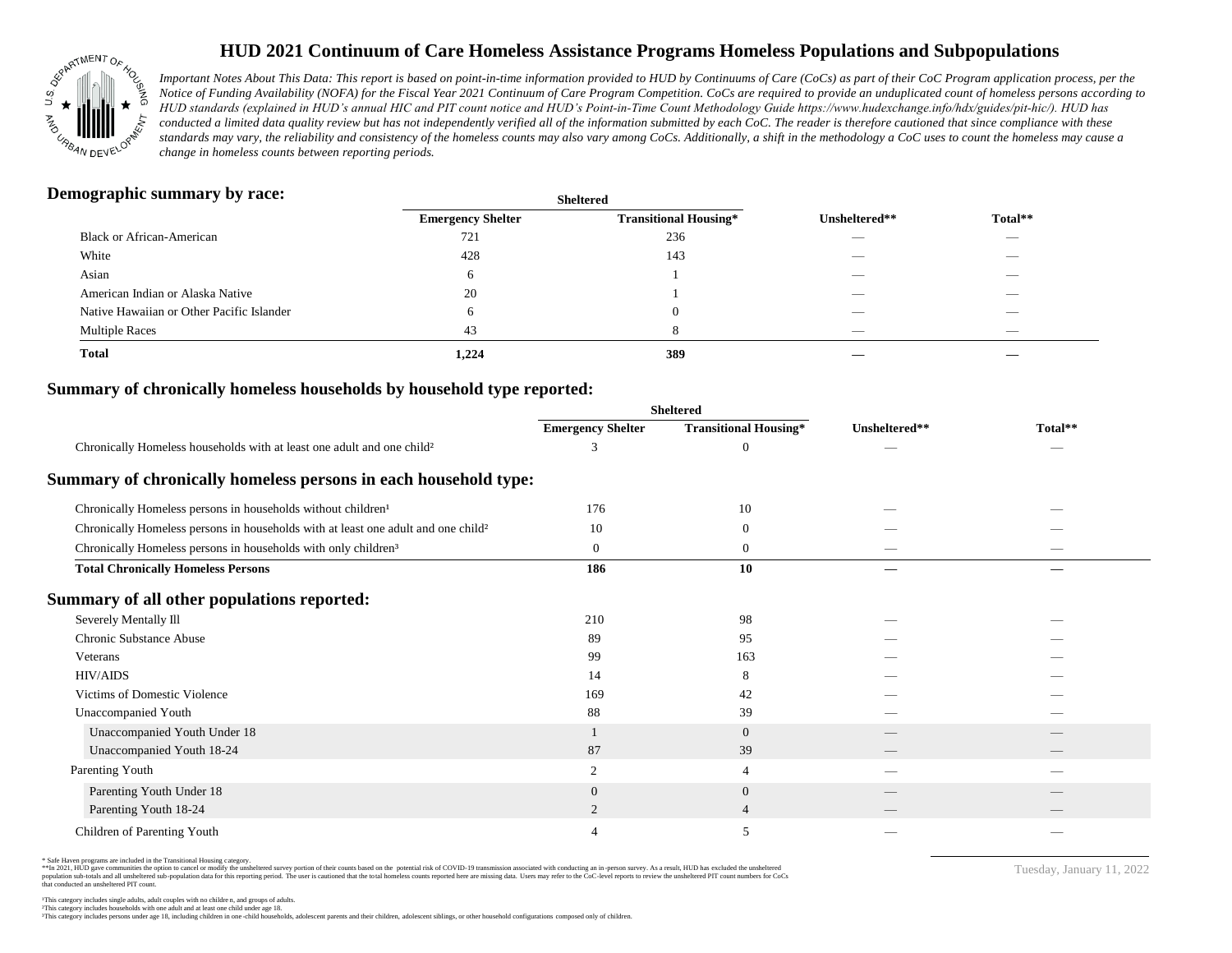# HUD 2021 Continuum of Care Homeless Assistance Programs Homeless Populations and Subpopulations

*Important Notes About This Data: This report is based on point-in-time information provided to HUD by Continuums of Care (CoCs) as part of their CoC Program application process, per the Notice of Funding Availability (NOFA) for the Fiscal Year 2021 Continuum of Care Program Competition. CoCs are required to provide an unduplicated count of homeless persons according to HUD standards (explained in HUD's annual HIC and PIT count notice and HUD's Point-in-Time Count Methodology Guide https://www.hudexchange.info/hdx/guides/pit-hic/). HUD has conducted a limited data quality review but has not independently verified all of the information submitted by each CoC. The reader is therefore cautioned that since compliance with these standards may vary, the reliability and consistency of the homeless counts may also vary among CoCs. Additionally, a shift in the methodology a CoC uses to count the homeless may cause a change in homeless counts between reporting periods.*

## Demographic summary by race:

| | Sheltered | | | |
|---|---|---|---|---|
| | Emergency Shelter | Transitional Housing* | Unsheltered** | Total** |
| Black or African-American | 721 | 236 | — | — |
| White | 428 | 143 | — | — |
| Asian | 6 | 1 | — | — |
| American Indian or Alaska Native | 20 | 1 | — | — |
| Native Hawaiian or Other Pacific Islander | 6 | 0 | — | — |
| Multiple Races | 43 | 8 | — | — |
| **Total** | **1,224** | **389** | **—** | **—** |

## Summary of chronically homeless households by household type reported:

| | Sheltered | | | |
|---|---|---|---|---|
| | Emergency Shelter | Transitional Housing* | Unsheltered** | Total** |
| Chronically Homeless households with at least one adult and one child[2] | 3 | 0 | — | — |

## Summary of chronically homeless persons in each household type:

| | Emergency Shelter | Transitional Housing* | Unsheltered** | Total** |
|---|---|---|---|---|
| Chronically Homeless persons in households without children[1] | 176 | 10 | — | — |
| Chronically Homeless persons in households with at least one adult and one child[2] | 10 | 0 | — | — |
| Chronically Homeless persons in households with only children[3] | 0 | 0 | — | — |
| **Total Chronically Homeless Persons** | **186** | **10** | **—** | **—** |

## Summary of all other populations reported:

| | Emergency Shelter | Transitional Housing* | Unsheltered** | Total** |
|---|---|---|---|---|
| Severely Mentally Ill | 210 | 98 | — | — |
| Chronic Substance Abuse | 89 | 95 | — | — |
| Veterans | 99 | 163 | — | — |
| HIV/AIDS | 14 | 8 | — | — |
| Victims of Domestic Violence | 169 | 42 | — | — |
| Unaccompanied Youth | 88 | 39 | — | — |
| Unaccompanied Youth Under 18 | 1 | 0 | — | — |
| Unaccompanied Youth 18-24 | 87 | 39 | — | — |
| Parenting Youth | 2 | 4 | — | — |
| Parenting Youth Under 18 | 0 | 0 | — | — |
| Parenting Youth 18-24 | 2 | 4 | — | — |
| Children of Parenting Youth | 4 | 5 | — | — |

\* Safe Haven programs are included in the Transitional Housing category.
\*\*In 2021, HUD gave communities the option to cancel or modify the unsheltered survey portion of their counts based on the potential risk of COVID-19 transmission associated with conducting an in-person survey. As a result, HUD has excluded the unsheltered population sub-totals and all unsheltered sub-population data for this reporting period. The user is cautioned that the total homeless counts reported here are missing data. Users may refer to the CoC-level reports to review the unsheltered PIT count numbers for CoCs that conducted an unsheltered PIT count.

[1]This category includes single adults, adult couples with no children, and groups of adults.
[2]This category includes households with one adult and at least one child under age 18.
[3]This category includes persons under age 18, including children in one-child households, adolescent parents and their children, adolescent siblings, or other household configurations composed only of children.

Tuesday, January 11, 2022